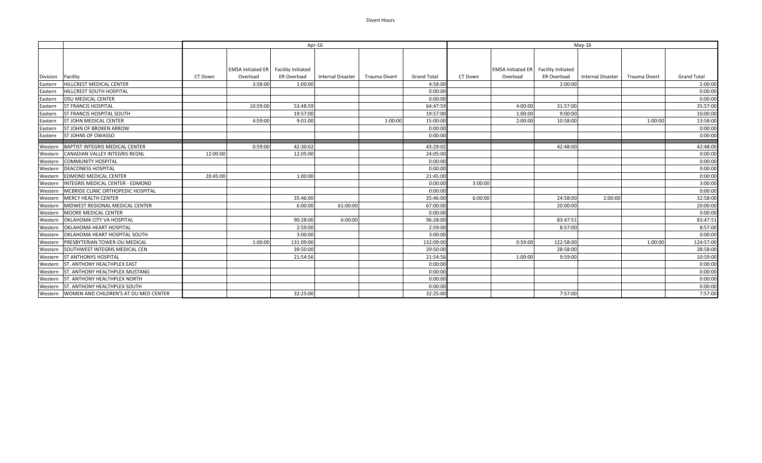# Divert Hours

| | | Apr-16 | | | | | | May-16 | | | | | |
|---|---|---|---|---|---|---|---|---|---|---|---|---|---|
| Division | Facility | CT Down | EMSA Initiated ER Overload | Facility Initiated ER Overload | Internal Disaster | Trauma Divert | Grand Total | CT Down | EMSA Initiated ER Overload | Facility Initiated ER Overload | Internal Disaster | Trauma Divert | Grand Total |
| Eastern | HILLCREST MEDICAL CENTER | | 3:58:00 | 1:00:00 | | | 4:58:00 | | | 2:00:00 | | | 2:00:00 |
| Eastern | HILLCREST SOUTH HOSPITAL | | | | | | 0:00:00 | | | | | | 0:00:00 |
| Eastern | OSU MEDICAL CENTER | | | | | | 0:00:00 | | | | | | 0:00:00 |
| Eastern | ST FRANCIS HOSPITAL | | 10:59:00 | 53:48:59 | | | 64:47:59 | | 4:00:00 | 31:57:00 | | | 35:57:00 |
| Eastern | ST FRANCIS HOSPITAL SOUTH | | | 19:57:00 | | | 19:57:00 | | 1:00:00 | 9:00:00 | | | 10:00:00 |
| Eastern | ST JOHN MEDICAL CENTER | | 4:59:00 | 9:01:00 | | 1:00:00 | 15:00:00 | | 2:00:00 | 10:58:00 | | 1:00:00 | 13:58:00 |
| Eastern | ST JOHN OF BROKEN ARROW | | | | | | 0:00:00 | | | | | | 0:00:00 |
| Eastern | ST JOHNS OF OWASSO | | | | | | 0:00:00 | | | | | | 0:00:00 |
| Western | BAPTIST INTEGRIS MEDICAL CENTER | | 0:59:00 | 42:30:02 | | | 43:29:02 | | | 42:48:00 | | | 42:48:00 |
| Western | CANADIAN VALLEY INTEGRIS REGNL | 12:00:00 | | 12:05:00 | | | 24:05:00 | | | | | | 0:00:00 |
| Western | COMMUNITY HOSPITAL | | | | | | 0:00:00 | | | | | | 0:00:00 |
| Western | DEACONESS HOSPITAL | | | | | | 0:00:00 | | | | | | 0:00:00 |
| Western | EDMOND MEDICAL CENTER | 20:45:00 | | 1:00:00 | | | 21:45:00 | | | | | | 0:00:00 |
| Western | INTEGRIS MEDICAL CENTER - EDMOND | | | | | | 0:00:00 | 3:00:00 | | | | | 3:00:00 |
| Western | MCBRIDE CLINIC ORTHOPEDIC HOSPITAL | | | | | | 0:00:00 | | | | | | 0:00:00 |
| Western | MERCY HEALTH CENTER | | | 35:46:00 | | | 35:46:00 | 6:00:00 | | 24:58:00 | 2:00:00 | | 32:58:00 |
| Western | MIDWEST REGIONAL MEDICAL CENTER | | | 6:00:00 | 61:00:00 | | 67:00:00 | | | 20:00:00 | | | 20:00:00 |
| Western | MOORE MEDICAL CENTER | | | | | | 0:00:00 | | | | | | 0:00:00 |
| Western | OKLAHOMA CITY VA HOSPITAL | | | 90:28:00 | 6:00:00 | | 96:28:00 | | | 83:47:51 | | | 83:47:51 |
| Western | OKLAHOMA HEART HOSPITAL | | | 2:59:00 | | | 2:59:00 | | | 8:57:00 | | | 8:57:00 |
| Western | OKLAHOMA HEART HOSPITAL SOUTH | | | 3:00:00 | | | 3:00:00 | | | | | | 0:00:00 |
| Western | PRESBYTERIAN TOWER-OU MEDICAL | | 1:00:00 | 131:09:00 | | | 132:09:00 | | 0:59:00 | 122:58:00 | | 1:00:00 | 124:57:00 |
| Western | SOUTHWEST INTEGRIS MEDICAL CEN | | | 39:50:00 | | | 39:50:00 | | | 28:58:00 | | | 28:58:00 |
| Western | ST ANTHONYS HOSPITAL | | | 21:54:56 | | | 21:54:56 | | 1:00:00 | 9:59:00 | | | 10:59:00 |
| Western | ST. ANTHONY HEALTHPLEX EAST | | | | | | 0:00:00 | | | | | | 0:00:00 |
| Western | ST. ANTHONY HEALTHPLEX MUSTANG | | | | | | 0:00:00 | | | | | | 0:00:00 |
| Western | ST. ANTHONY HEALTHPLEX NORTH | | | | | | 0:00:00 | | | | | | 0:00:00 |
| Western | ST. ANTHONY HEALTHPLEX SOUTH | | | | | | 0:00:00 | | | | | | 0:00:00 |
| Western | WOMEN AND CHILDREN'S AT OU MED CENTER | | | 32:25:00 | | | 32:25:00 | | | 7:57:00 | | | 7:57:00 |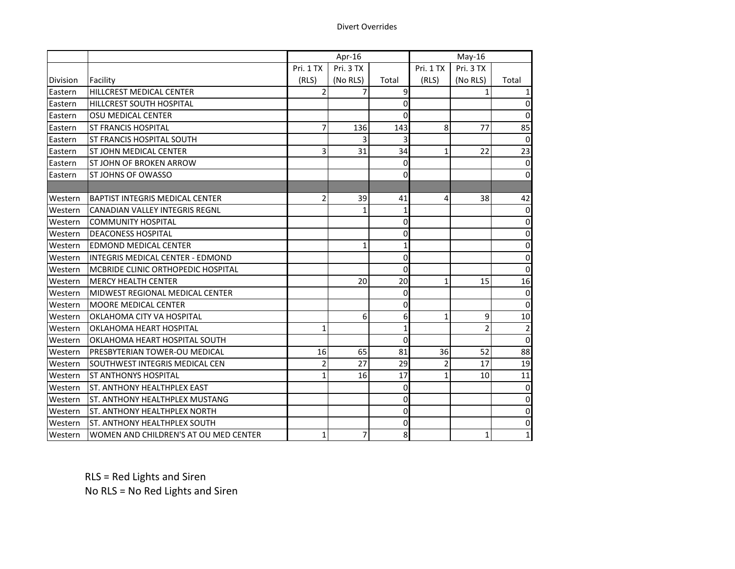Divert Overrides

| | | Apr-16 | | | May-16 | | |
|---|---|---|---|---|---|---|---|
| | | Pri. 1 TX | Pri. 3 TX | | Pri. 1 TX | Pri. 3 TX | |
| Division | Facility | (RLS) | (No RLS) | Total | (RLS) | (No RLS) | Total |
| Eastern | HILLCREST MEDICAL CENTER | 2 | 7 | 9 | | 1 | 1 |
| Eastern | HILLCREST SOUTH HOSPITAL | | | 0 | | | 0 |
| Eastern | OSU MEDICAL CENTER | | | 0 | | | 0 |
| Eastern | ST FRANCIS HOSPITAL | 7 | 136 | 143 | 8 | 77 | 85 |
| Eastern | ST FRANCIS HOSPITAL SOUTH | | 3 | 3 | | | 0 |
| Eastern | ST JOHN MEDICAL CENTER | 3 | 31 | 34 | 1 | 22 | 23 |
| Eastern | ST JOHN OF BROKEN ARROW | | | 0 | | | 0 |
| Eastern | ST JOHNS OF OWASSO | | | 0 | | | 0 |
| | | | | | | | |
| Western | BAPTIST INTEGRIS MEDICAL CENTER | 2 | 39 | 41 | 4 | 38 | 42 |
| Western | CANADIAN VALLEY INTEGRIS REGNL | | 1 | 1 | | | 0 |
| Western | COMMUNITY HOSPITAL | | | 0 | | | 0 |
| Western | DEACONESS HOSPITAL | | | 0 | | | 0 |
| Western | EDMOND MEDICAL CENTER | | 1 | 1 | | | 0 |
| Western | INTEGRIS MEDICAL CENTER - EDMOND | | | 0 | | | 0 |
| Western | MCBRIDE CLINIC ORTHOPEDIC HOSPITAL | | | 0 | | | 0 |
| Western | MERCY HEALTH CENTER | | 20 | 20 | 1 | 15 | 16 |
| Western | MIDWEST REGIONAL MEDICAL CENTER | | | 0 | | | 0 |
| Western | MOORE MEDICAL CENTER | | | 0 | | | 0 |
| Western | OKLAHOMA CITY VA HOSPITAL | | 6 | 6 | 1 | 9 | 10 |
| Western | OKLAHOMA HEART HOSPITAL | 1 | | 1 | | 2 | 2 |
| Western | OKLAHOMA HEART HOSPITAL SOUTH | | | 0 | | | 0 |
| Western | PRESBYTERIAN TOWER-OU MEDICAL | 16 | 65 | 81 | 36 | 52 | 88 |
| Western | SOUTHWEST INTEGRIS MEDICAL CEN | 2 | 27 | 29 | 2 | 17 | 19 |
| Western | ST ANTHONYS HOSPITAL | 1 | 16 | 17 | 1 | 10 | 11 |
| Western | ST. ANTHONY HEALTHPLEX EAST | | | 0 | | | 0 |
| Western | ST. ANTHONY HEALTHPLEX MUSTANG | | | 0 | | | 0 |
| Western | ST. ANTHONY HEALTHPLEX NORTH | | | 0 | | | 0 |
| Western | ST. ANTHONY HEALTHPLEX SOUTH | | | 0 | | | 0 |
| Western | WOMEN AND CHILDREN'S AT OU MED CENTER | 1 | 7 | 8 | | 1 | 1 |

RLS = Red Lights and Siren
No RLS = No Red Lights and Siren